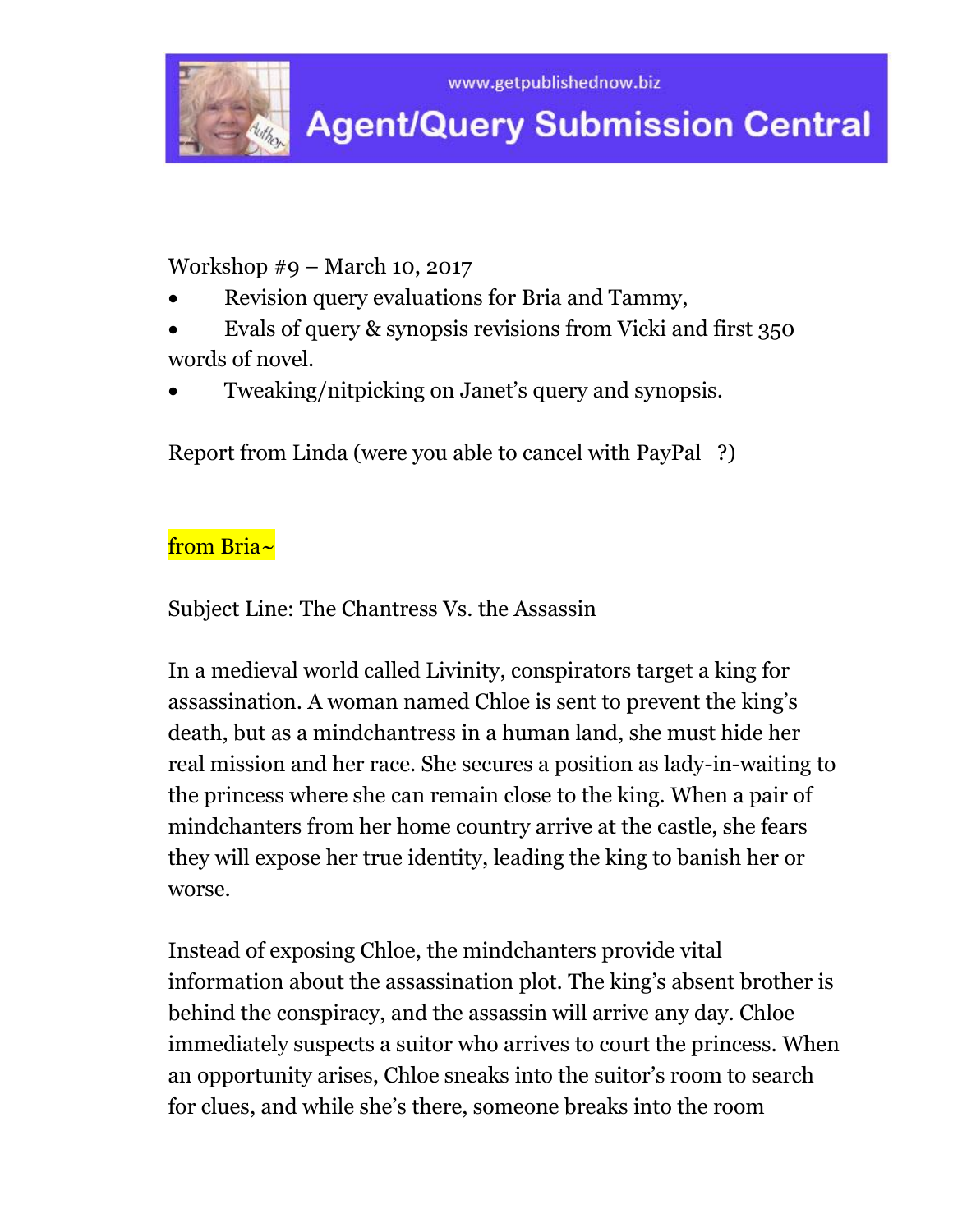www.getpublishednow.biz

Agent/Query Submission Central

Workshop #9 – March 10, 2017

- Revision query evaluations for Bria and Tammy,
- Evals of query & synopsis revisions from Vicki and first 350 words of novel.
- Tweaking/nitpicking on Janet's query and synopsis.

Report from Linda (were you able to cancel with PayPal ?)

from Bria~

Subject Line: The Chantress Vs. the Assassin

In a medieval world called Livinity, conspirators target a king for assassination. A woman named Chloe is sent to prevent the king's death, but as a mindchantress in a human land, she must hide her real mission and her race. She secures a position as lady-in-waiting to the princess where she can remain close to the king. When a pair of mindchanters from her home country arrive at the castle, she fears they will expose her true identity, leading the king to banish her or worse.

Instead of exposing Chloe, the mindchanters provide vital information about the assassination plot. The king's absent brother is behind the conspiracy, and the assassin will arrive any day. Chloe immediately suspects a suitor who arrives to court the princess. When an opportunity arises, Chloe sneaks into the suitor's room to search for clues, and while she's there, someone breaks into the room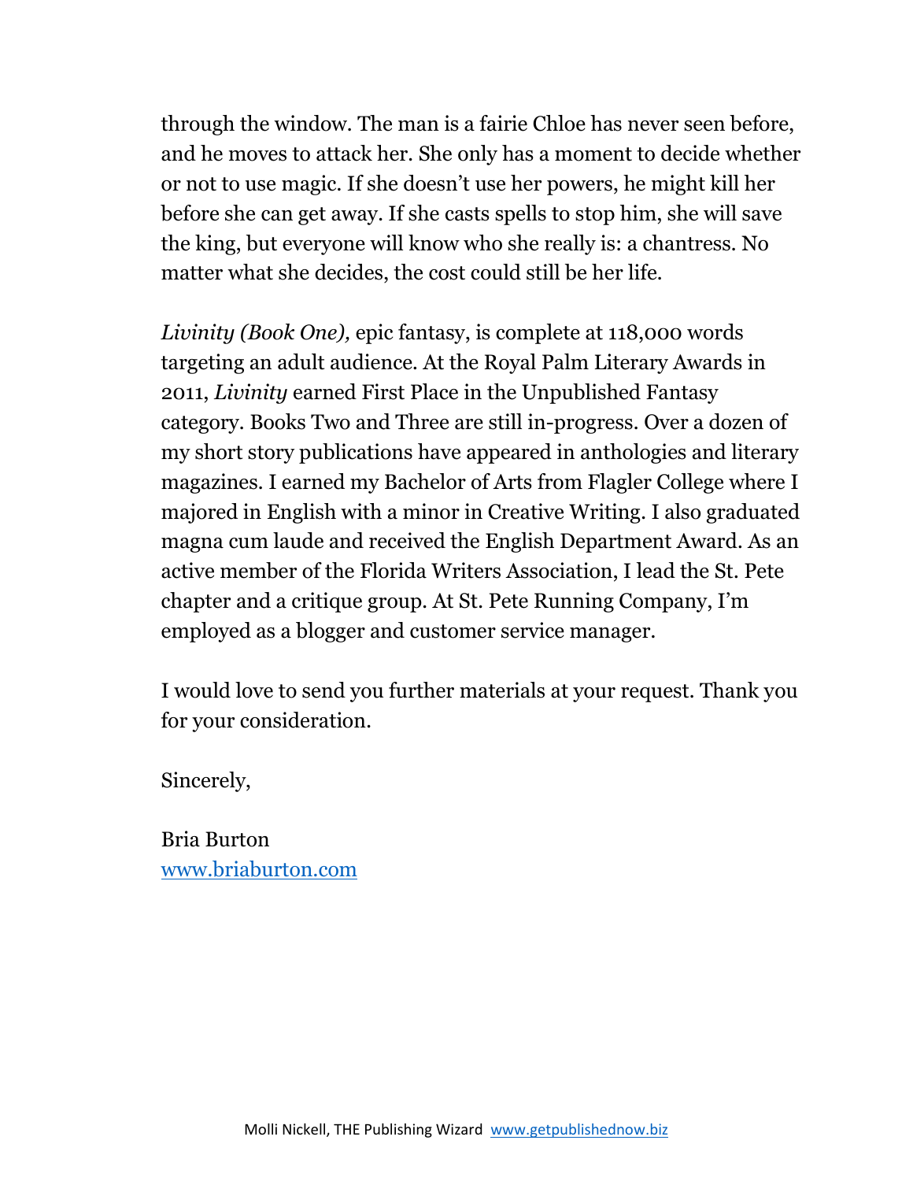through the window. The man is a fairie Chloe has never seen before, and he moves to attack her. She only has a moment to decide whether or not to use magic. If she doesn't use her powers, he might kill her before she can get away. If she casts spells to stop him, she will save the king, but everyone will know who she really is: a chantress. No matter what she decides, the cost could still be her life.

*Livinity (Book One),* epic fantasy, is complete at 118,000 words targeting an adult audience. At the Royal Palm Literary Awards in 2011, *Livinity* earned First Place in the Unpublished Fantasy category. Books Two and Three are still in-progress. Over a dozen of my short story publications have appeared in anthologies and literary magazines. I earned my Bachelor of Arts from Flagler College where I majored in English with a minor in Creative Writing. I also graduated magna cum laude and received the English Department Award. As an active member of the Florida Writers Association, I lead the St. Pete chapter and a critique group. At St. Pete Running Company, I'm employed as a blogger and customer service manager.

I would love to send you further materials at your request. Thank you for your consideration.

Sincerely,

Bria Burton
www.briaburton.com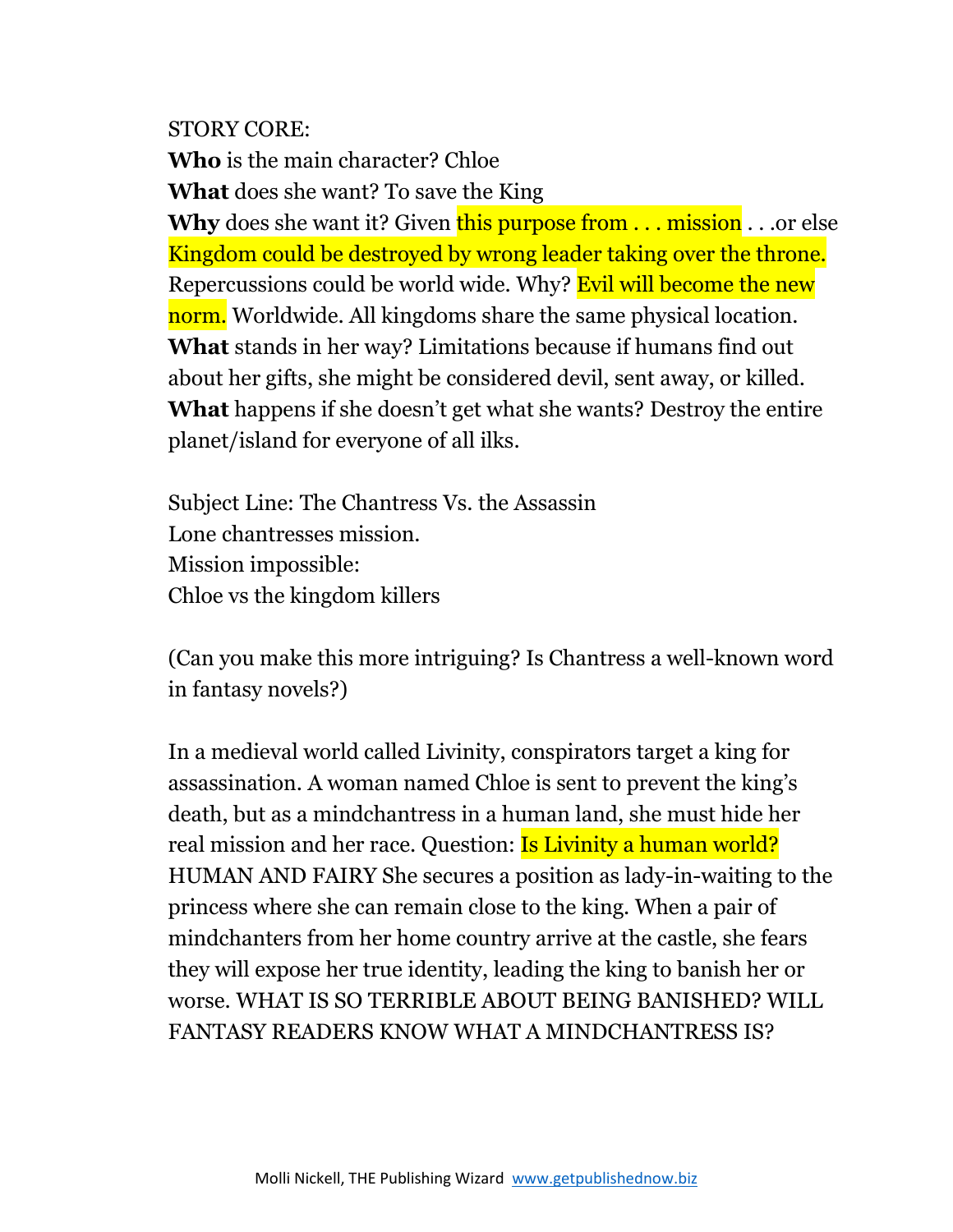STORY CORE:

**Who** is the main character? Chloe

**What** does she want? To save the King

**Why** does she want it? Given this purpose from . . . mission . . .or else Kingdom could be destroyed by wrong leader taking over the throne. Repercussions could be world wide. Why? Evil will become the new norm. Worldwide. All kingdoms share the same physical location.

**What** stands in her way? Limitations because if humans find out about her gifts, she might be considered devil, sent away, or killed.

**What** happens if she doesn't get what she wants? Destroy the entire planet/island for everyone of all ilks.

Subject Line: The Chantress Vs. the Assassin
Lone chantresses mission.
Mission impossible:
Chloe vs the kingdom killers

(Can you make this more intriguing? Is Chantress a well-known word in fantasy novels?)

In a medieval world called Livinity, conspirators target a king for assassination. A woman named Chloe is sent to prevent the king's death, but as a mindchantress in a human land, she must hide her real mission and her race. Question: Is Livinity a human world? HUMAN AND FAIRY She secures a position as lady-in-waiting to the princess where she can remain close to the king. When a pair of mindchanters from her home country arrive at the castle, she fears they will expose her true identity, leading the king to banish her or worse. WHAT IS SO TERRIBLE ABOUT BEING BANISHED? WILL FANTASY READERS KNOW WHAT A MINDCHANTRESS IS?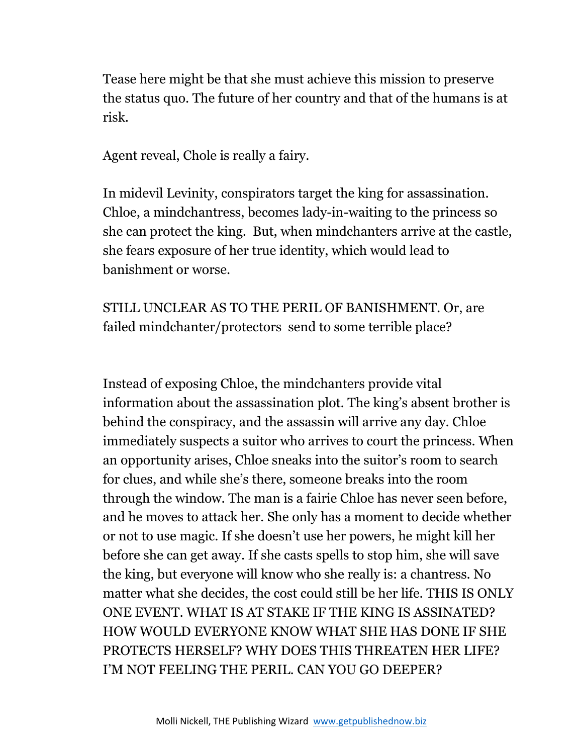Tease here might be that she must achieve this mission to preserve the status quo. The future of her country and that of the humans is at risk.

Agent reveal, Chole is really a fairy.

In midevil Levinity, conspirators target the king for assassination. Chloe, a mindchantress, becomes lady-in-waiting to the princess so she can protect the king. But, when mindchanters arrive at the castle, she fears exposure of her true identity, which would lead to banishment or worse.

STILL UNCLEAR AS TO THE PERIL OF BANISHMENT. Or, are failed mindchanter/protectors send to some terrible place?

Instead of exposing Chloe, the mindchanters provide vital information about the assassination plot. The king's absent brother is behind the conspiracy, and the assassin will arrive any day. Chloe immediately suspects a suitor who arrives to court the princess. When an opportunity arises, Chloe sneaks into the suitor's room to search for clues, and while she's there, someone breaks into the room through the window. The man is a fairie Chloe has never seen before, and he moves to attack her. She only has a moment to decide whether or not to use magic. If she doesn't use her powers, he might kill her before she can get away. If she casts spells to stop him, she will save the king, but everyone will know who she really is: a chantress. No matter what she decides, the cost could still be her life. THIS IS ONLY ONE EVENT. WHAT IS AT STAKE IF THE KING IS ASSINATED? HOW WOULD EVERYONE KNOW WHAT SHE HAS DONE IF SHE PROTECTS HERSELF? WHY DOES THIS THREATEN HER LIFE? I'M NOT FEELING THE PERIL. CAN YOU GO DEEPER?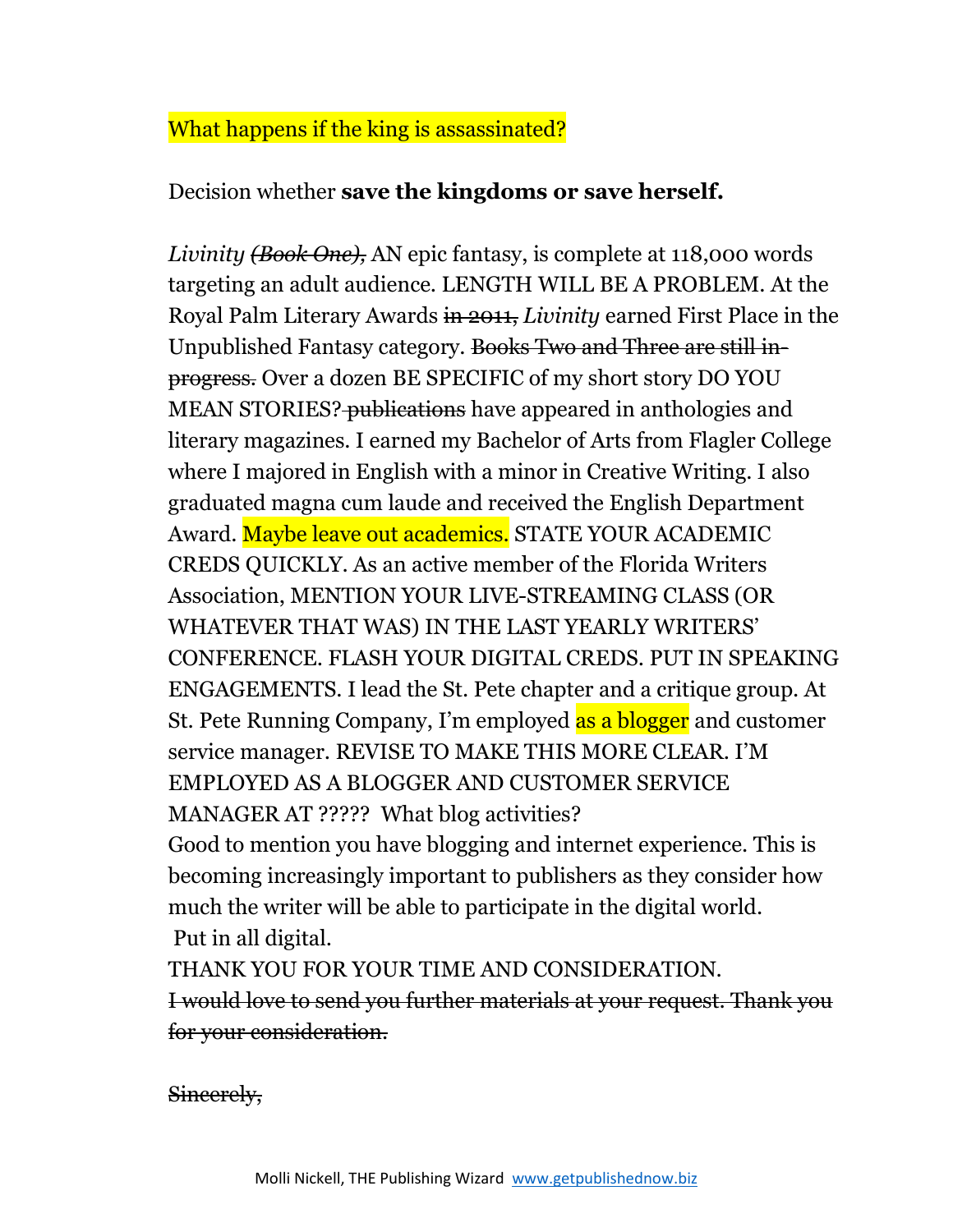What happens if the king is assassinated?

Decision whether **save the kingdoms or save herself.**

*Livinity* ~~*(Book One),*~~ AN epic fantasy, is complete at 118,000 words targeting an adult audience. LENGTH WILL BE A PROBLEM. At the Royal Palm Literary Awards ~~in 2011,~~ *Livinity* earned First Place in the Unpublished Fantasy category. ~~Books Two and Three are still in-progress.~~ Over a dozen BE SPECIFIC of my short story DO YOU MEAN STORIES? ~~publications~~ have appeared in anthologies and literary magazines. I earned my Bachelor of Arts from Flagler College where I majored in English with a minor in Creative Writing. I also graduated magna cum laude and received the English Department Award. Maybe leave out academics. STATE YOUR ACADEMIC CREDS QUICKLY. As an active member of the Florida Writers Association, MENTION YOUR LIVE-STREAMING CLASS (OR WHATEVER THAT WAS) IN THE LAST YEARLY WRITERS' CONFERENCE. FLASH YOUR DIGITAL CREDS. PUT IN SPEAKING ENGAGEMENTS. I lead the St. Pete chapter and a critique group. At St. Pete Running Company, I'm employed as a blogger and customer service manager. REVISE TO MAKE THIS MORE CLEAR. I'M EMPLOYED AS A BLOGGER AND CUSTOMER SERVICE MANAGER AT ????? What blog activities?

Good to mention you have blogging and internet experience. This is becoming increasingly important to publishers as they consider how much the writer will be able to participate in the digital world.

Put in all digital.

THANK YOU FOR YOUR TIME AND CONSIDERATION.

~~I would love to send you further materials at your request. Thank you for your consideration.~~

~~Sincerely,~~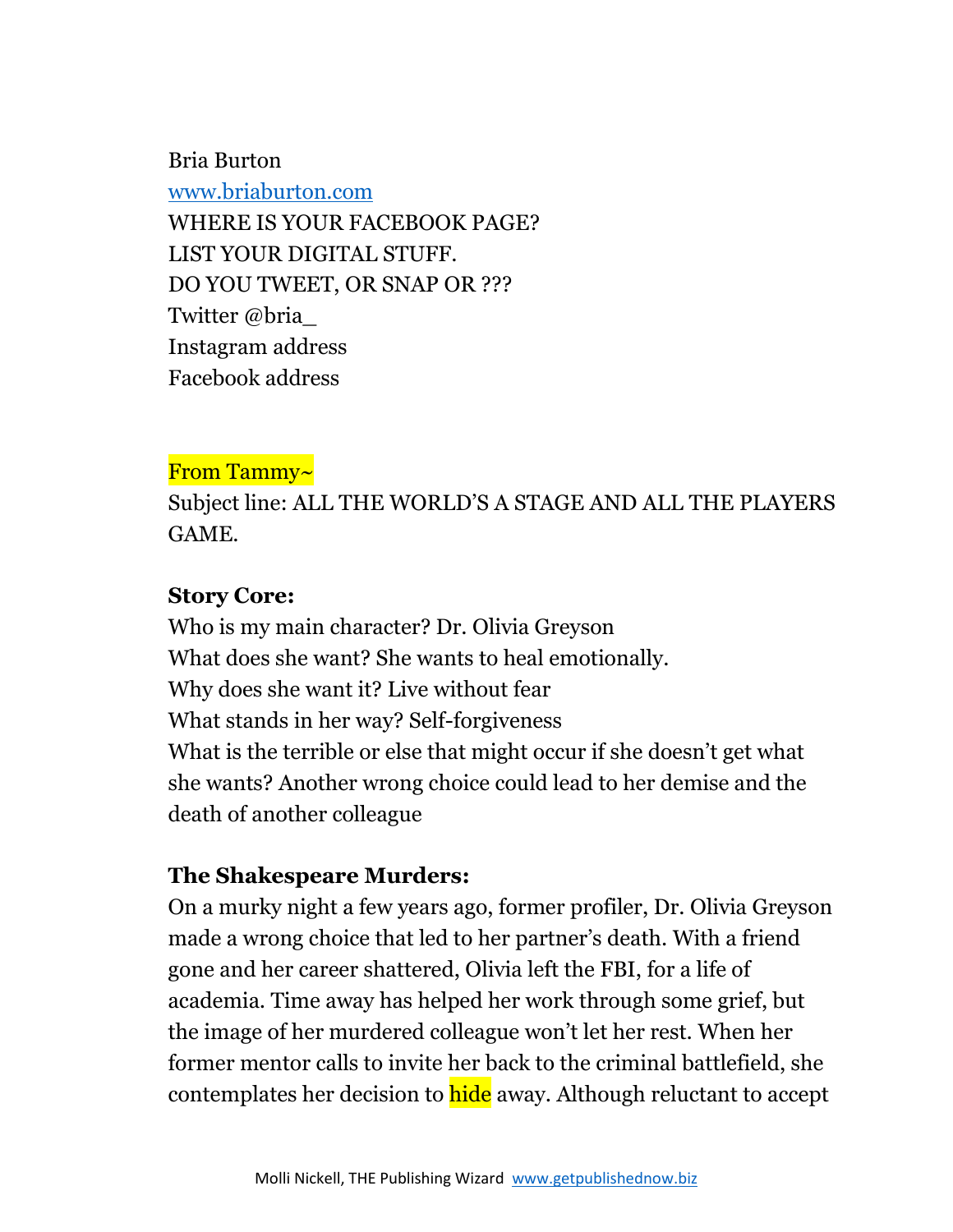Bria Burton
www.briaburton.com
WHERE IS YOUR FACEBOOK PAGE?
LIST YOUR DIGITAL STUFF.
DO YOU TWEET, OR SNAP OR ???
Twitter @bria_
Instagram address
Facebook address

From Tammy~
Subject line: ALL THE WORLD'S A STAGE AND ALL THE PLAYERS GAME.

**Story Core:**
Who is my main character? Dr. Olivia Greyson
What does she want? She wants to heal emotionally.
Why does she want it? Live without fear
What stands in her way? Self-forgiveness
What is the terrible or else that might occur if she doesn't get what she wants? Another wrong choice could lead to her demise and the death of another colleague

**The Shakespeare Murders:**
On a murky night a few years ago, former profiler, Dr. Olivia Greyson made a wrong choice that led to her partner's death. With a friend gone and her career shattered, Olivia left the FBI, for a life of academia. Time away has helped her work through some grief, but the image of her murdered colleague won't let her rest. When her former mentor calls to invite her back to the criminal battlefield, she contemplates her decision to hide away. Although reluctant to accept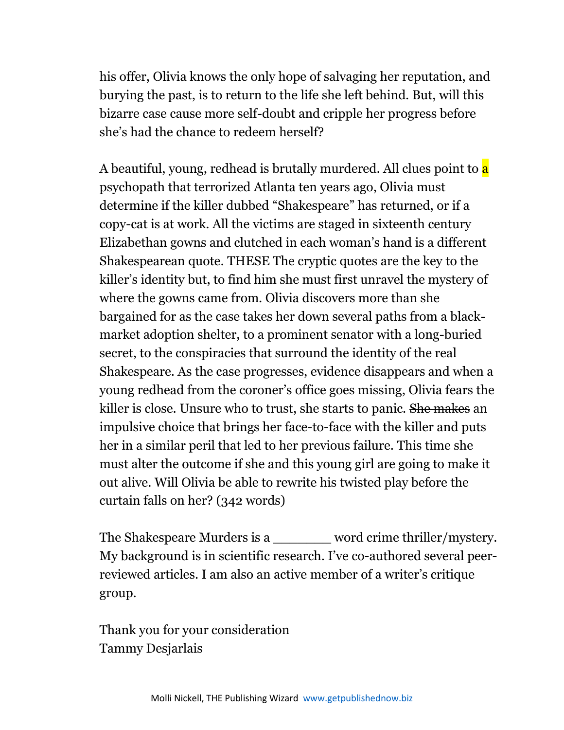his offer, Olivia knows the only hope of salvaging her reputation, and burying the past, is to return to the life she left behind. But, will this bizarre case cause more self-doubt and cripple her progress before she's had the chance to redeem herself?

A beautiful, young, redhead is brutally murdered. All clues point to a psychopath that terrorized Atlanta ten years ago, Olivia must determine if the killer dubbed "Shakespeare" has returned, or if a copy-cat is at work. All the victims are staged in sixteenth century Elizabethan gowns and clutched in each woman's hand is a different Shakespearean quote. THESE The cryptic quotes are the key to the killer's identity but, to find him she must first unravel the mystery of where the gowns came from. Olivia discovers more than she bargained for as the case takes her down several paths from a black-market adoption shelter, to a prominent senator with a long-buried secret, to the conspiracies that surround the identity of the real Shakespeare. As the case progresses, evidence disappears and when a young redhead from the coroner's office goes missing, Olivia fears the killer is close. Unsure who to trust, she starts to panic. ~~She makes~~ an impulsive choice that brings her face-to-face with the killer and puts her in a similar peril that led to her previous failure. This time she must alter the outcome if she and this young girl are going to make it out alive. Will Olivia be able to rewrite his twisted play before the curtain falls on her? (342 words)

The Shakespeare Murders is a _______ word crime thriller/mystery. My background is in scientific research. I've co-authored several peer-reviewed articles. I am also an active member of a writer's critique group.

Thank you for your consideration
Tammy Desjarlais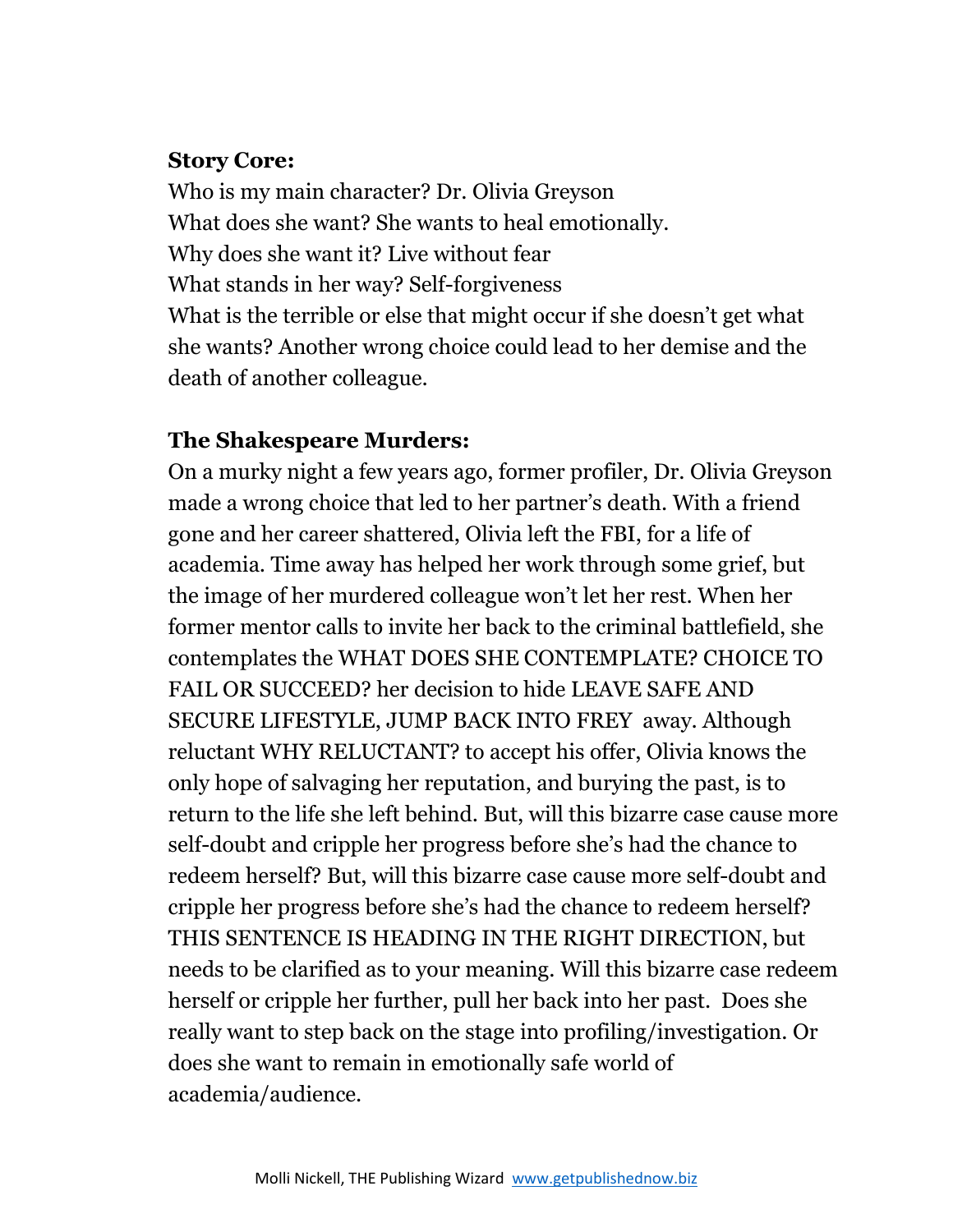**Story Core:**

Who is my main character? Dr. Olivia Greyson
What does she want? She wants to heal emotionally.
Why does she want it? Live without fear
What stands in her way? Self-forgiveness
What is the terrible or else that might occur if she doesn't get what she wants? Another wrong choice could lead to her demise and the death of another colleague.

**The Shakespeare Murders:**

On a murky night a few years ago, former profiler, Dr. Olivia Greyson made a wrong choice that led to her partner's death. With a friend gone and her career shattered, Olivia left the FBI, for a life of academia. Time away has helped her work through some grief, but the image of her murdered colleague won't let her rest. When her former mentor calls to invite her back to the criminal battlefield, she contemplates the WHAT DOES SHE CONTEMPLATE? CHOICE TO FAIL OR SUCCEED? her decision to hide LEAVE SAFE AND SECURE LIFESTYLE, JUMP BACK INTO FREY away. Although reluctant WHY RELUCTANT? to accept his offer, Olivia knows the only hope of salvaging her reputation, and burying the past, is to return to the life she left behind. But, will this bizarre case cause more self-doubt and cripple her progress before she's had the chance to redeem herself? But, will this bizarre case cause more self-doubt and cripple her progress before she's had the chance to redeem herself? THIS SENTENCE IS HEADING IN THE RIGHT DIRECTION, but needs to be clarified as to your meaning. Will this bizarre case redeem herself or cripple her further, pull her back into her past. Does she really want to step back on the stage into profiling/investigation. Or does she want to remain in emotionally safe world of academia/audience.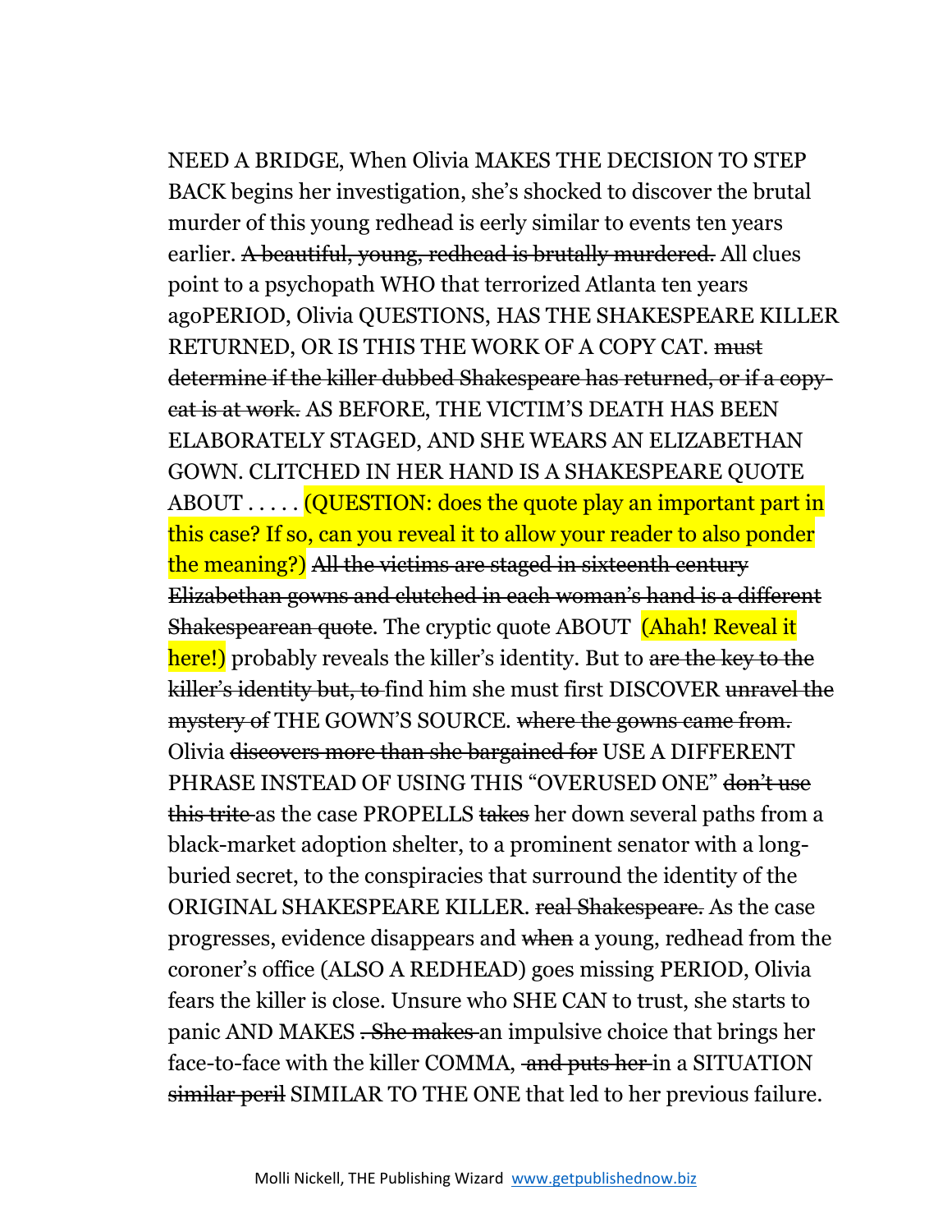NEED A BRIDGE, When Olivia MAKES THE DECISION TO STEP BACK begins her investigation, she's shocked to discover the brutal murder of this young redhead is eerly similar to events ten years earlier. ~~A beautiful, young, redhead is brutally murdered.~~ All clues point to a psychopath WHO that terrorized Atlanta ten years agoPERIOD, Olivia QUESTIONS, HAS THE SHAKESPEARE KILLER RETURNED, OR IS THIS THE WORK OF A COPY CAT. ~~must determine if the killer dubbed Shakespeare has returned, or if a copy-cat is at work.~~ AS BEFORE, THE VICTIM'S DEATH HAS BEEN ELABORATELY STAGED, AND SHE WEARS AN ELIZABETHAN GOWN. CLITCHED IN HER HAND IS A SHAKESPEARE QUOTE ABOUT . . . . . ==(QUESTION: does the quote play an important part in this case? If so, can you reveal it to allow your reader to also ponder the meaning?)== ~~All the victims are staged in sixteenth century Elizabethan gowns and clutched in each woman's hand is a different Shakespearean quote~~. The cryptic quote ABOUT ==(Ahah! Reveal it here!)== probably reveals the killer's identity. But to ~~are the key to the killer's identity but, to~~ find him she must first DISCOVER ~~unravel the mystery of~~ THE GOWN'S SOURCE. ~~where the gowns came from.~~ Olivia ~~discovers more than she bargained for~~ USE A DIFFERENT PHRASE INSTEAD OF USING THIS "OVERUSED ONE" ~~don't use this trite~~ as the case PROPELLS ~~takes~~ her down several paths from a black-market adoption shelter, to a prominent senator with a long-buried secret, to the conspiracies that surround the identity of the ORIGINAL SHAKESPEARE KILLER. ~~real Shakespeare.~~ As the case progresses, evidence disappears and ~~when~~ a young, redhead from the coroner's office (ALSO A REDHEAD) goes missing PERIOD, Olivia fears the killer is close. Unsure who SHE CAN to trust, she starts to panic AND MAKES ~~. She makes~~ an impulsive choice that brings her face-to-face with the killer COMMA, ~~and puts her~~ in a SITUATION ~~similar peril~~ SIMILAR TO THE ONE that led to her previous failure.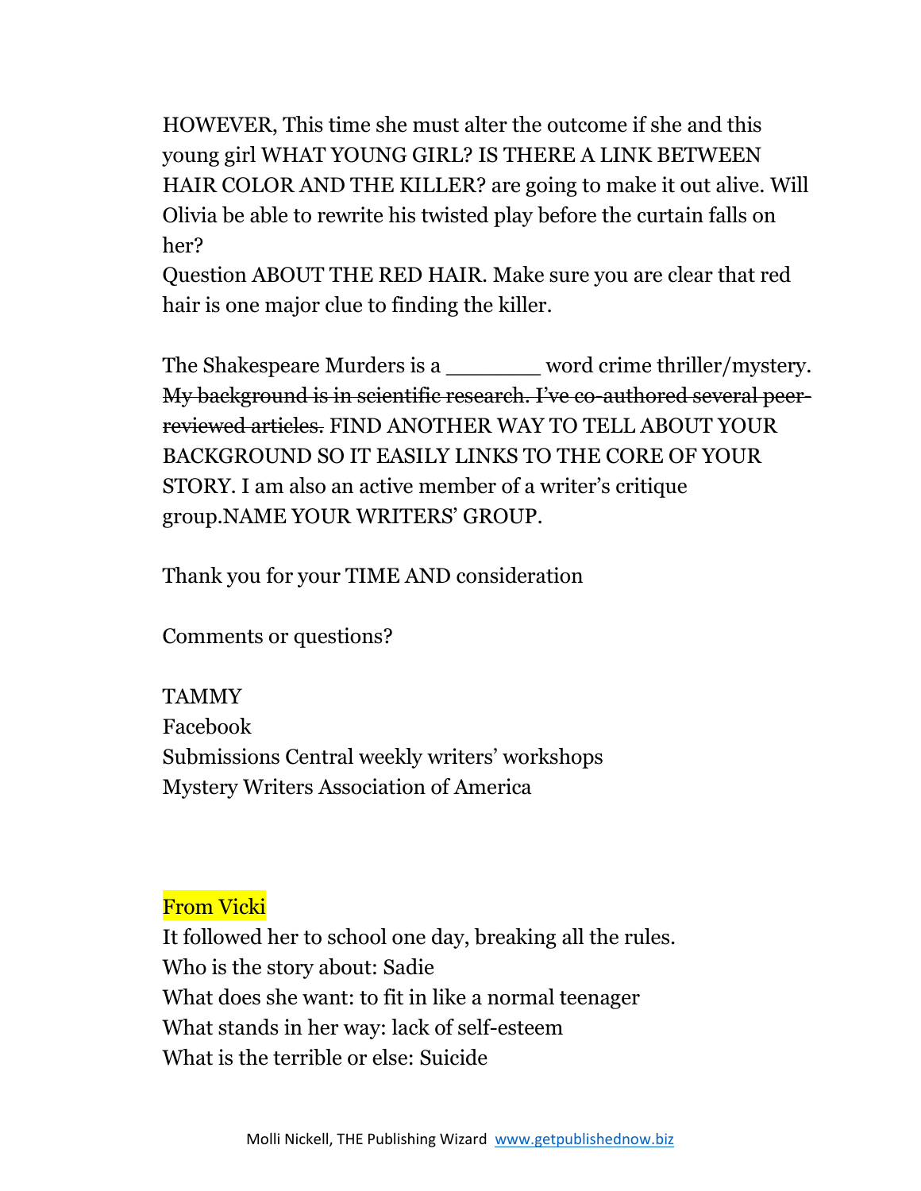HOWEVER, This time she must alter the outcome if she and this young girl WHAT YOUNG GIRL? IS THERE A LINK BETWEEN HAIR COLOR AND THE KILLER? are going to make it out alive. Will Olivia be able to rewrite his twisted play before the curtain falls on her?
Question ABOUT THE RED HAIR. Make sure you are clear that red hair is one major clue to finding the killer.

The Shakespeare Murders is a _______ word crime thriller/mystery. ~~My background is in scientific research. I've co-authored several peer-reviewed articles.~~ FIND ANOTHER WAY TO TELL ABOUT YOUR BACKGROUND SO IT EASILY LINKS TO THE CORE OF YOUR STORY. I am also an active member of a writer's critique group.NAME YOUR WRITERS' GROUP.

Thank you for your TIME AND consideration

Comments or questions?

TAMMY
Facebook
Submissions Central weekly writers' workshops
Mystery Writers Association of America

From Vicki
It followed her to school one day, breaking all the rules.
Who is the story about: Sadie
What does she want: to fit in like a normal teenager
What stands in her way: lack of self-esteem
What is the terrible or else: Suicide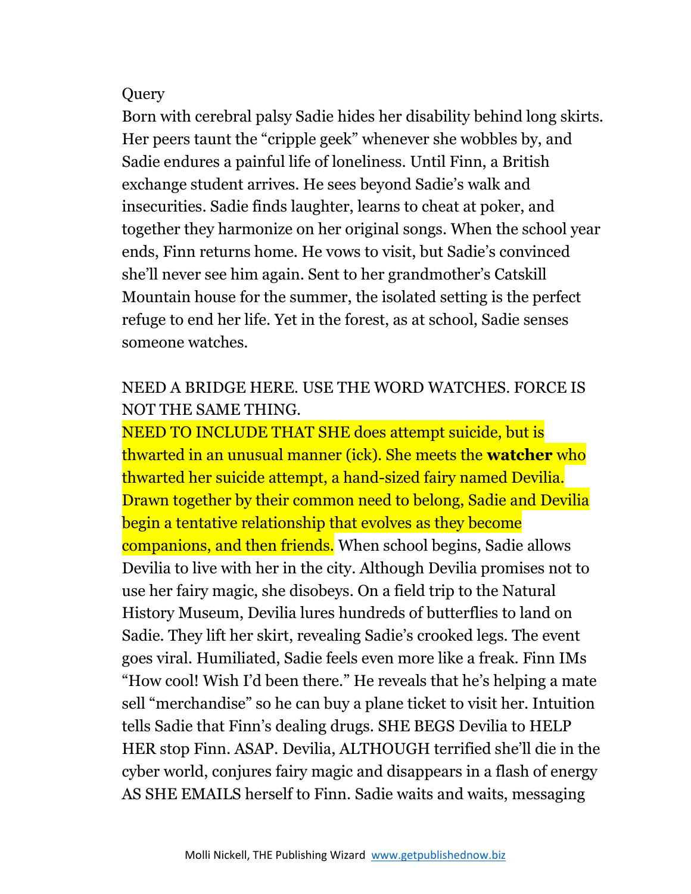Query

Born with cerebral palsy Sadie hides her disability behind long skirts. Her peers taunt the "cripple geek" whenever she wobbles by, and Sadie endures a painful life of loneliness. Until Finn, a British exchange student arrives. He sees beyond Sadie's walk and insecurities. Sadie finds laughter, learns to cheat at poker, and together they harmonize on her original songs. When the school year ends, Finn returns home. He vows to visit, but Sadie's convinced she'll never see him again. Sent to her grandmother's Catskill Mountain house for the summer, the isolated setting is the perfect refuge to end her life. Yet in the forest, as at school, Sadie senses someone watches.

NEED A BRIDGE HERE. USE THE WORD WATCHES. FORCE IS NOT THE SAME THING.

NEED TO INCLUDE THAT SHE does attempt suicide, but is thwarted in an unusual manner (ick). She meets the **watcher** who thwarted her suicide attempt, a hand-sized fairy named Devilia. Drawn together by their common need to belong, Sadie and Devilia begin a tentative relationship that evolves as they become companions, and then friends. When school begins, Sadie allows Devilia to live with her in the city. Although Devilia promises not to use her fairy magic, she disobeys. On a field trip to the Natural History Museum, Devilia lures hundreds of butterflies to land on Sadie. They lift her skirt, revealing Sadie's crooked legs. The event goes viral. Humiliated, Sadie feels even more like a freak. Finn IMs "How cool! Wish I'd been there." He reveals that he's helping a mate sell "merchandise" so he can buy a plane ticket to visit her. Intuition tells Sadie that Finn's dealing drugs. SHE BEGS Devilia to HELP HER stop Finn. ASAP. Devilia, ALTHOUGH terrified she'll die in the cyber world, conjures fairy magic and disappears in a flash of energy AS SHE EMAILS herself to Finn. Sadie waits and waits, messaging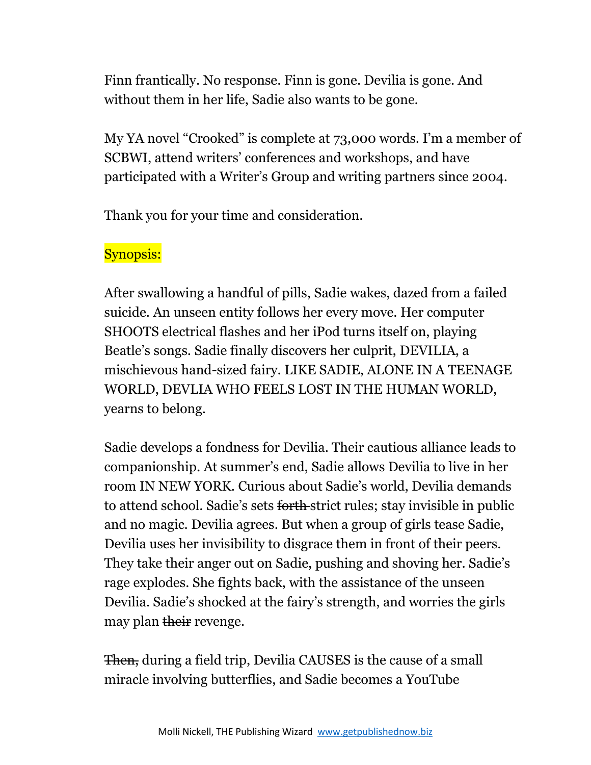Finn frantically. No response. Finn is gone. Devilia is gone. And without them in her life, Sadie also wants to be gone.

My YA novel "Crooked" is complete at 73,000 words. I'm a member of SCBWI, attend writers' conferences and workshops, and have participated with a Writer's Group and writing partners since 2004.

Thank you for your time and consideration.

Synopsis:

After swallowing a handful of pills, Sadie wakes, dazed from a failed suicide. An unseen entity follows her every move. Her computer SHOOTS electrical flashes and her iPod turns itself on, playing Beatle's songs. Sadie finally discovers her culprit, DEVILIA, a mischievous hand-sized fairy. LIKE SADIE, ALONE IN A TEENAGE WORLD, DEVLIA WHO FEELS LOST IN THE HUMAN WORLD, yearns to belong.

Sadie develops a fondness for Devilia. Their cautious alliance leads to companionship. At summer's end, Sadie allows Devilia to live in her room IN NEW YORK. Curious about Sadie's world, Devilia demands to attend school. Sadie's sets ~~forth~~ strict rules; stay invisible in public and no magic. Devilia agrees. But when a group of girls tease Sadie, Devilia uses her invisibility to disgrace them in front of their peers. They take their anger out on Sadie, pushing and shoving her. Sadie's rage explodes. She fights back, with the assistance of the unseen Devilia. Sadie's shocked at the fairy's strength, and worries the girls may plan ~~their~~ revenge.

~~Then,~~ during a field trip, Devilia CAUSES is the cause of a small miracle involving butterflies, and Sadie becomes a YouTube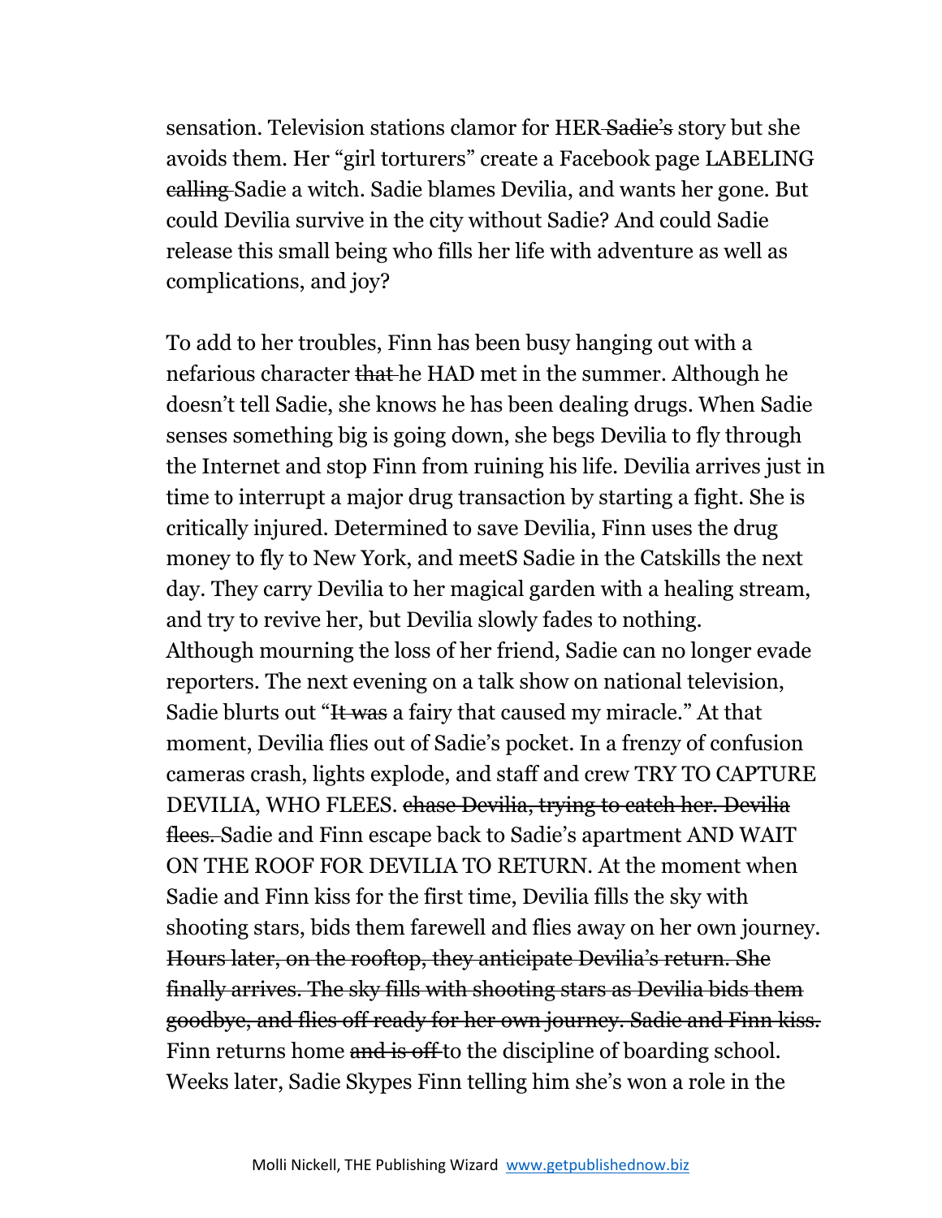sensation. Television stations clamor for HER ~~Sadie's~~ story but she avoids them. Her "girl torturers" create a Facebook page LABELING ~~calling~~ Sadie a witch. Sadie blames Devilia, and wants her gone. But could Devilia survive in the city without Sadie? And could Sadie release this small being who fills her life with adventure as well as complications, and joy?

To add to her troubles, Finn has been busy hanging out with a nefarious character ~~that~~ he HAD met in the summer. Although he doesn't tell Sadie, she knows he has been dealing drugs. When Sadie senses something big is going down, she begs Devilia to fly through the Internet and stop Finn from ruining his life. Devilia arrives just in time to interrupt a major drug transaction by starting a fight. She is critically injured. Determined to save Devilia, Finn uses the drug money to fly to New York, and meetS Sadie in the Catskills the next day. They carry Devilia to her magical garden with a healing stream, and try to revive her, but Devilia slowly fades to nothing.
Although mourning the loss of her friend, Sadie can no longer evade reporters. The next evening on a talk show on national television, Sadie blurts out "~~It was~~ a fairy that caused my miracle." At that moment, Devilia flies out of Sadie's pocket. In a frenzy of confusion cameras crash, lights explode, and staff and crew TRY TO CAPTURE DEVILIA, WHO FLEES. ~~chase Devilia, trying to catch her. Devilia flees.~~ Sadie and Finn escape back to Sadie's apartment AND WAIT ON THE ROOF FOR DEVILIA TO RETURN. At the moment when Sadie and Finn kiss for the first time, Devilia fills the sky with shooting stars, bids them farewell and flies away on her own journey. ~~Hours later, on the rooftop, they anticipate Devilia's return. She finally arrives. The sky fills with shooting stars as Devilia bids them goodbye, and flies off ready for her own journey. Sadie and Finn kiss.~~ Finn returns home ~~and is off~~ to the discipline of boarding school. Weeks later, Sadie Skypes Finn telling him she's won a role in the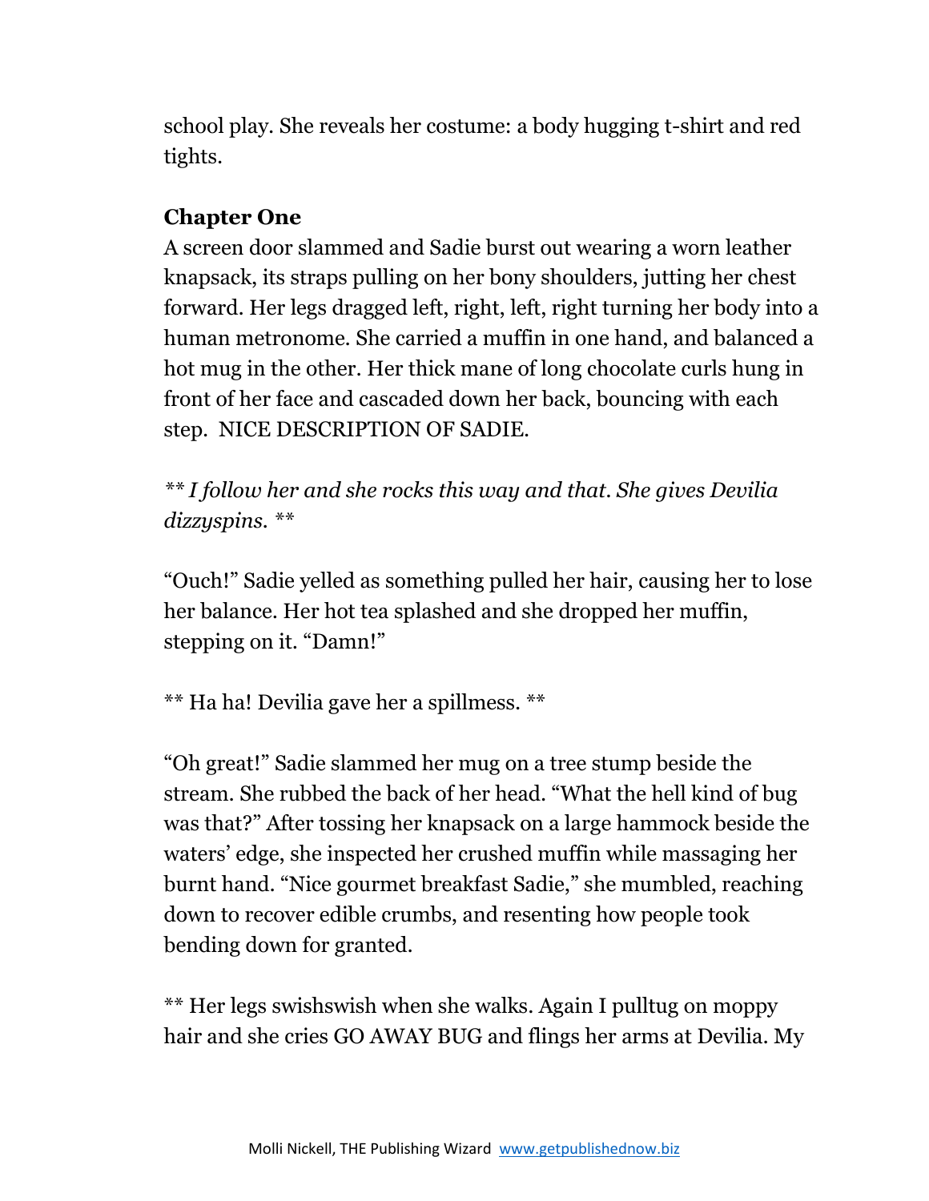school play. She reveals her costume: a body hugging t-shirt and red tights.

**Chapter One**

A screen door slammed and Sadie burst out wearing a worn leather knapsack, its straps pulling on her bony shoulders, jutting her chest forward. Her legs dragged left, right, left, right turning her body into a human metronome. She carried a muffin in one hand, and balanced a hot mug in the other. Her thick mane of long chocolate curls hung in front of her face and cascaded down her back, bouncing with each step. NICE DESCRIPTION OF SADIE.

*** I follow her and she rocks this way and that. She gives Devilia dizzyspins. ***

"Ouch!" Sadie yelled as something pulled her hair, causing her to lose her balance. Her hot tea splashed and she dropped her muffin, stepping on it. "Damn!"

** Ha ha! Devilia gave her a spillmess. **

"Oh great!" Sadie slammed her mug on a tree stump beside the stream. She rubbed the back of her head. "What the hell kind of bug was that?" After tossing her knapsack on a large hammock beside the waters' edge, she inspected her crushed muffin while massaging her burnt hand. "Nice gourmet breakfast Sadie," she mumbled, reaching down to recover edible crumbs, and resenting how people took bending down for granted.

** Her legs swishswish when she walks. Again I pulltug on moppy hair and she cries GO AWAY BUG and flings her arms at Devilia. My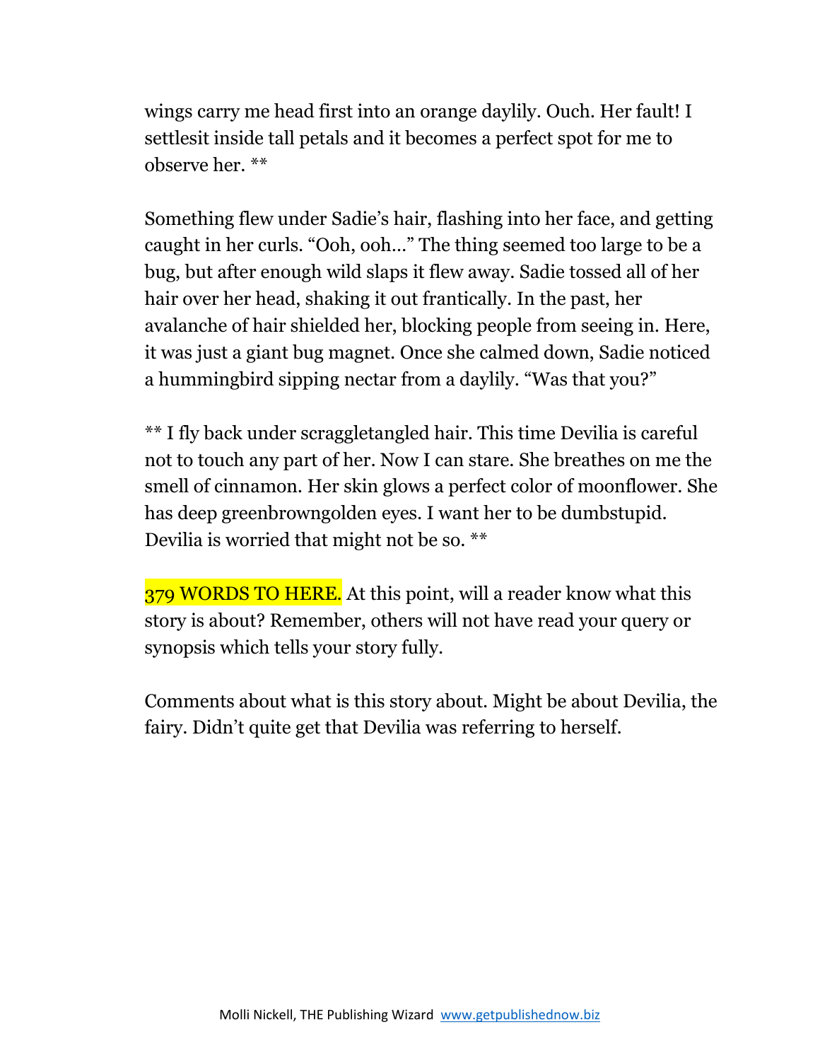wings carry me head first into an orange daylily. Ouch. Her fault! I settlesit inside tall petals and it becomes a perfect spot for me to observe her. **

Something flew under Sadie's hair, flashing into her face, and getting caught in her curls. "Ooh, ooh…" The thing seemed too large to be a bug, but after enough wild slaps it flew away. Sadie tossed all of her hair over her head, shaking it out frantically. In the past, her avalanche of hair shielded her, blocking people from seeing in. Here, it was just a giant bug magnet. Once she calmed down, Sadie noticed a hummingbird sipping nectar from a daylily. "Was that you?"

** I fly back under scraggletangled hair. This time Devilia is careful not to touch any part of her. Now I can stare. She breathes on me the smell of cinnamon. Her skin glows a perfect color of moonflower. She has deep greenbrowngolden eyes. I want her to be dumbstupid. Devilia is worried that might not be so. **

379 WORDS TO HERE. At this point, will a reader know what this story is about? Remember, others will not have read your query or synopsis which tells your story fully.

Comments about what is this story about. Might be about Devilia, the fairy. Didn't quite get that Devilia was referring to herself.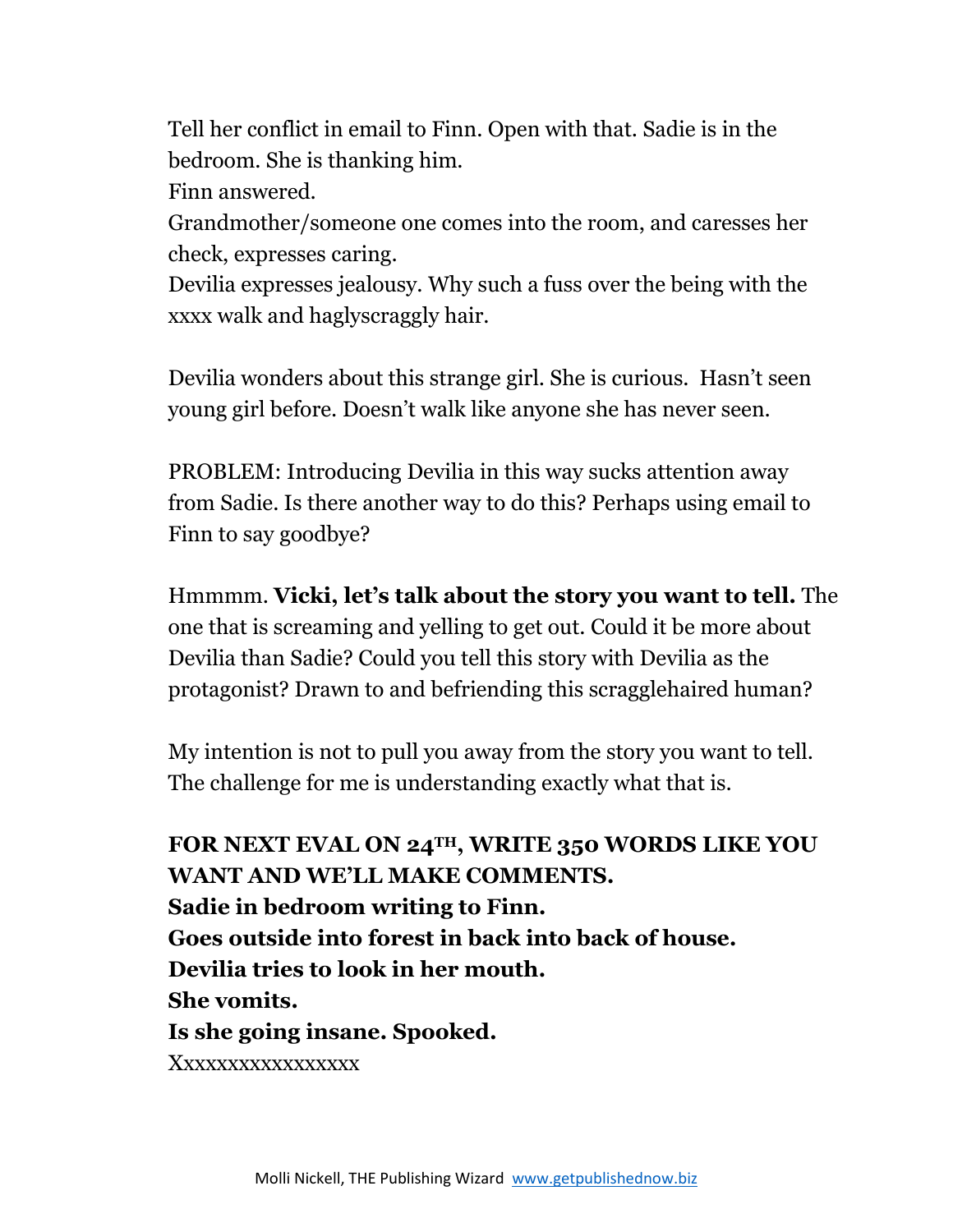Tell her conflict in email to Finn. Open with that. Sadie is in the bedroom. She is thanking him.

Finn answered.

Grandmother/someone one comes into the room, and caresses her check, expresses caring.

Devilia expresses jealousy. Why such a fuss over the being with the xxxx walk and haglyscraggly hair.

Devilia wonders about this strange girl. She is curious. Hasn't seen young girl before. Doesn't walk like anyone she has never seen.

PROBLEM: Introducing Devilia in this way sucks attention away from Sadie. Is there another way to do this? Perhaps using email to Finn to say goodbye?

Hmmmm. **Vicki, let's talk about the story you want to tell.** The one that is screaming and yelling to get out. Could it be more about Devilia than Sadie? Could you tell this story with Devilia as the protagonist? Drawn to and befriending this scragglehaired human?

My intention is not to pull you away from the story you want to tell. The challenge for me is understanding exactly what that is.

**FOR NEXT EVAL ON 24TH, WRITE 350 WORDS LIKE YOU WANT AND WE'LL MAKE COMMENTS.**
**Sadie in bedroom writing to Finn.**
**Goes outside into forest in back into back of house.**
**Devilia tries to look in her mouth.**
**She vomits.**
**Is she going insane. Spooked.**
Xxxxxxxxxxxxxxxxx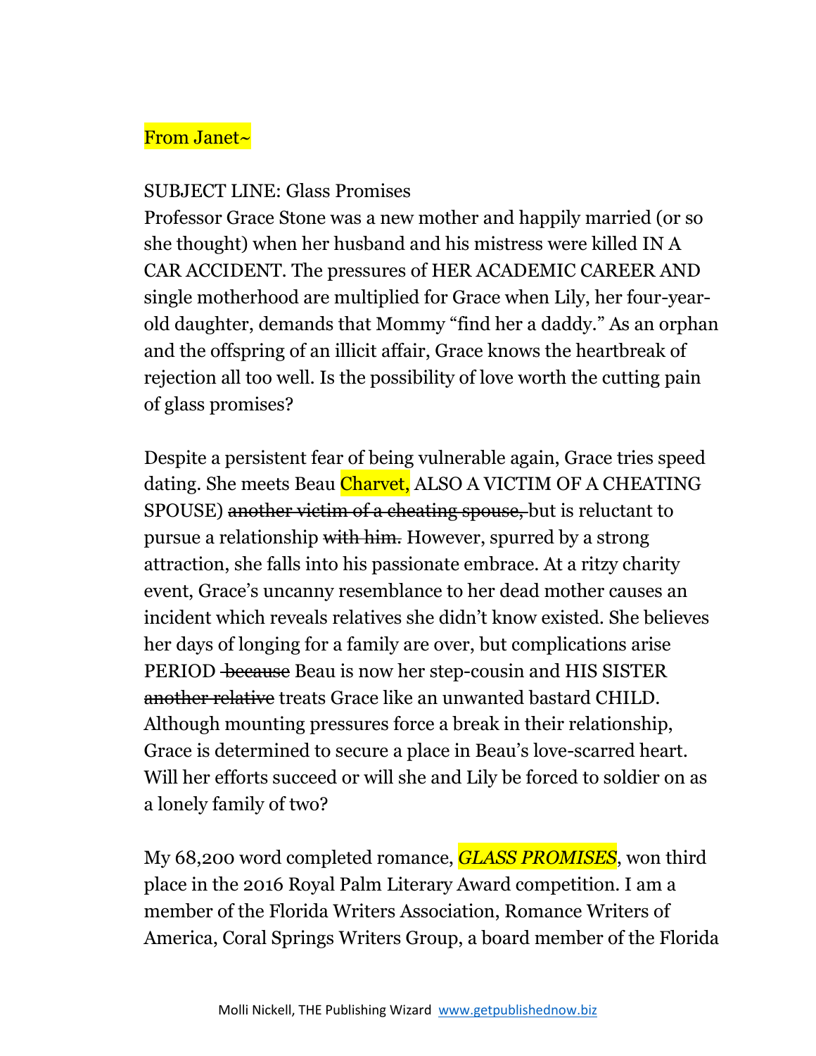From Janet~

SUBJECT LINE: Glass Promises

Professor Grace Stone was a new mother and happily married (or so she thought) when her husband and his mistress were killed IN A CAR ACCIDENT. The pressures of HER ACADEMIC CAREER AND single motherhood are multiplied for Grace when Lily, her four-year-old daughter, demands that Mommy "find her a daddy." As an orphan and the offspring of an illicit affair, Grace knows the heartbreak of rejection all too well. Is the possibility of love worth the cutting pain of glass promises?

Despite a persistent fear of being vulnerable again, Grace tries speed dating. She meets Beau Charvet, ALSO A VICTIM OF A CHEATING SPOUSE) ~~another victim of a cheating spouse,~~ but is reluctant to pursue a relationship ~~with him.~~ However, spurred by a strong attraction, she falls into his passionate embrace. At a ritzy charity event, Grace's uncanny resemblance to her dead mother causes an incident which reveals relatives she didn't know existed. She believes her days of longing for a family are over, but complications arise PERIOD ~~because~~ Beau is now her step-cousin and HIS SISTER ~~another relative~~ treats Grace like an unwanted bastard CHILD. Although mounting pressures force a break in their relationship, Grace is determined to secure a place in Beau's love-scarred heart. Will her efforts succeed or will she and Lily be forced to soldier on as a lonely family of two?

My 68,200 word completed romance, *GLASS PROMISES*, won third place in the 2016 Royal Palm Literary Award competition. I am a member of the Florida Writers Association, Romance Writers of America, Coral Springs Writers Group, a board member of the Florida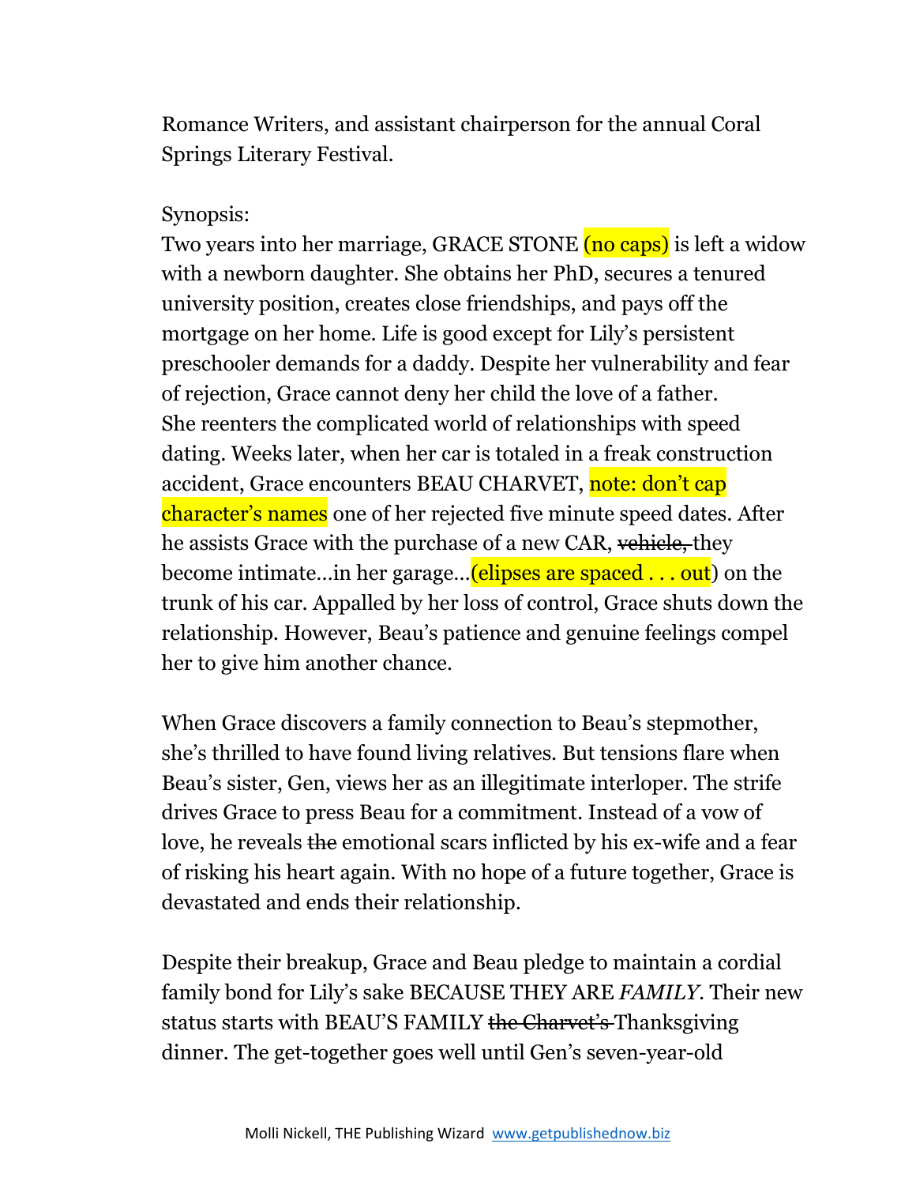Romance Writers, and assistant chairperson for the annual Coral Springs Literary Festival.

Synopsis:
Two years into her marriage, GRACE STONE (no caps) is left a widow with a newborn daughter. She obtains her PhD, secures a tenured university position, creates close friendships, and pays off the mortgage on her home. Life is good except for Lily's persistent preschooler demands for a daddy. Despite her vulnerability and fear of rejection, Grace cannot deny her child the love of a father. She reenters the complicated world of relationships with speed dating. Weeks later, when her car is totaled in a freak construction accident, Grace encounters BEAU CHARVET, note: don't cap character's names one of her rejected five minute speed dates. After he assists Grace with the purchase of a new CAR, ~~vehicle,~~ they become intimate…in her garage…(elipses are spaced . . . out) on the trunk of his car. Appalled by her loss of control, Grace shuts down the relationship. However, Beau's patience and genuine feelings compel her to give him another chance.

When Grace discovers a family connection to Beau's stepmother, she's thrilled to have found living relatives. But tensions flare when Beau's sister, Gen, views her as an illegitimate interloper. The strife drives Grace to press Beau for a commitment. Instead of a vow of love, he reveals ~~the~~ emotional scars inflicted by his ex-wife and a fear of risking his heart again. With no hope of a future together, Grace is devastated and ends their relationship.

Despite their breakup, Grace and Beau pledge to maintain a cordial family bond for Lily's sake BECAUSE THEY ARE *FAMILY*. Their new status starts with BEAU'S FAMILY ~~the Charvet's~~ Thanksgiving dinner. The get-together goes well until Gen's seven-year-old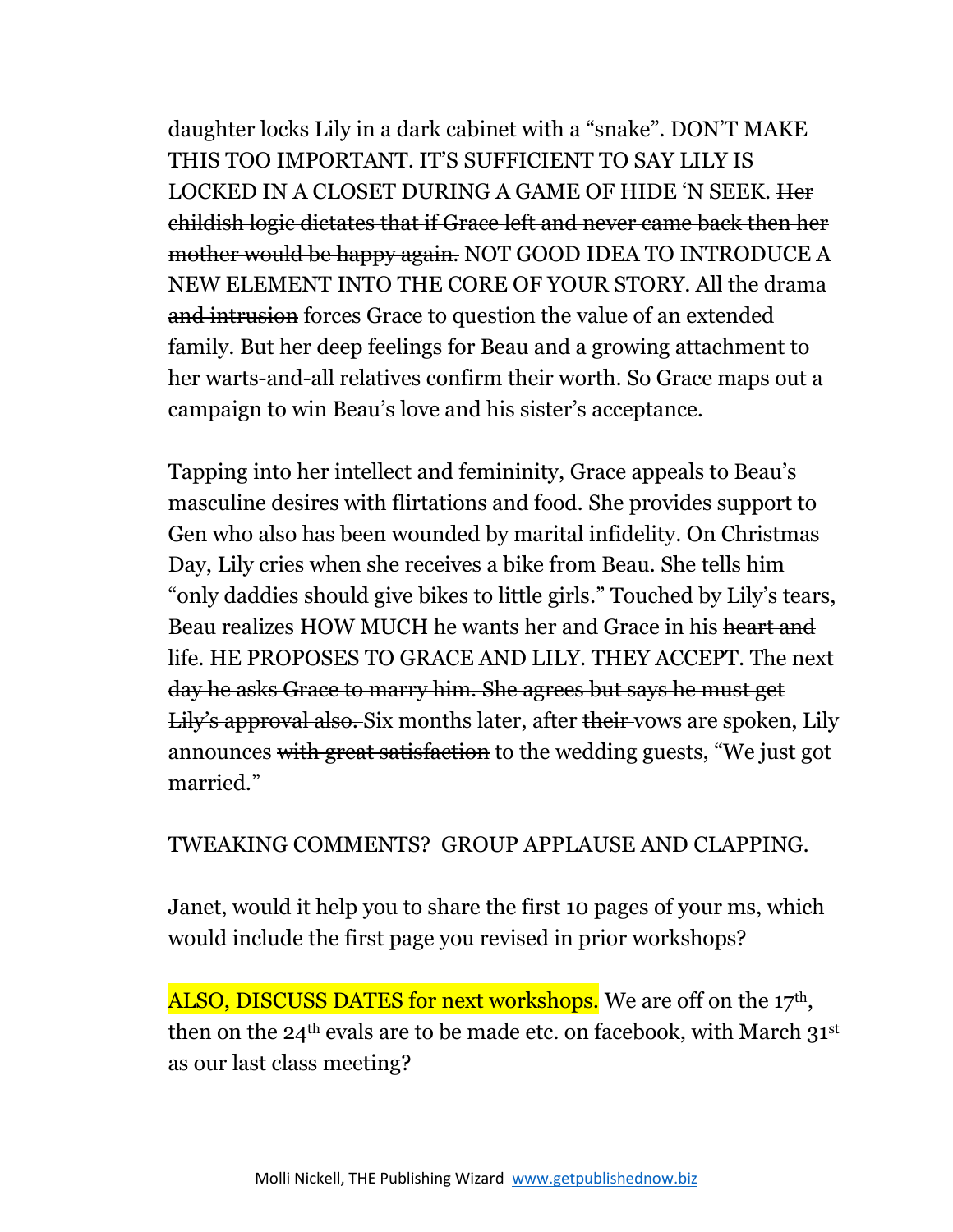daughter locks Lily in a dark cabinet with a "snake". DON'T MAKE THIS TOO IMPORTANT. IT'S SUFFICIENT TO SAY LILY IS LOCKED IN A CLOSET DURING A GAME OF HIDE 'N SEEK. ~~Her childish logic dictates that if Grace left and never came back then her mother would be happy again.~~ NOT GOOD IDEA TO INTRODUCE A NEW ELEMENT INTO THE CORE OF YOUR STORY. All the drama ~~and intrusion~~ forces Grace to question the value of an extended family. But her deep feelings for Beau and a growing attachment to her warts-and-all relatives confirm their worth. So Grace maps out a campaign to win Beau's love and his sister's acceptance.

Tapping into her intellect and femininity, Grace appeals to Beau's masculine desires with flirtations and food. She provides support to Gen who also has been wounded by marital infidelity. On Christmas Day, Lily cries when she receives a bike from Beau. She tells him "only daddies should give bikes to little girls." Touched by Lily's tears, Beau realizes HOW MUCH he wants her and Grace in his ~~heart and~~ life. HE PROPOSES TO GRACE AND LILY. THEY ACCEPT. ~~The next day he asks Grace to marry him. She agrees but says he must get Lily's approval also.~~ Six months later, after ~~their~~ vows are spoken, Lily announces ~~with great satisfaction~~ to the wedding guests, "We just got married."

TWEAKING COMMENTS? GROUP APPLAUSE AND CLAPPING.

Janet, would it help you to share the first 10 pages of your ms, which would include the first page you revised in prior workshops?

ALSO, DISCUSS DATES for next workshops. We are off on the 17th, then on the 24th evals are to be made etc. on facebook, with March 31st as our last class meeting?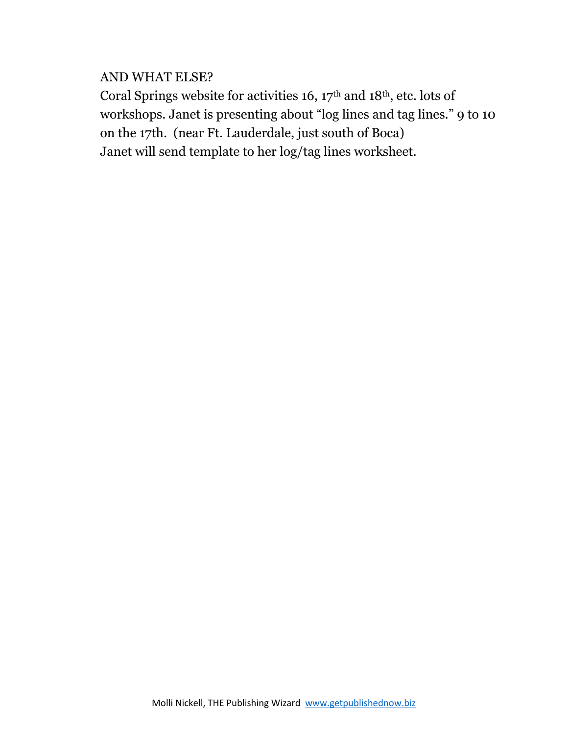AND WHAT ELSE?

Coral Springs website for activities 16, 17th and 18th, etc. lots of workshops. Janet is presenting about "log lines and tag lines." 9 to 10 on the 17th. (near Ft. Lauderdale, just south of Boca)

Janet will send template to her log/tag lines worksheet.